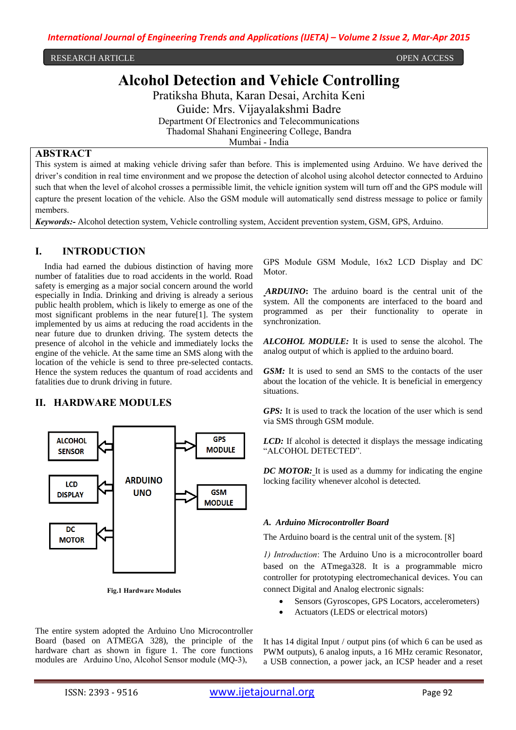RESEARCH ARTICLE OPEN ACCESS

# Alcohol Detection and Vehicle Controlling

Pratiksha Bhuta, Karan Desai, Archita Keni
Guide: Mrs. Vijayalakshmi Badre
Department Of Electronics and Telecommunications
Thadomal Shahani Engineering College, Bandra
Mumbai - India

## ABSTRACT

This system is aimed at making vehicle driving safer than before. This is implemented using Arduino. We have derived the driver's condition in real time environment and we propose the detection of alcohol using alcohol detector connected to Arduino such that when the level of alcohol crosses a permissible limit, the vehicle ignition system will turn off and the GPS module will capture the present location of the vehicle. Also the GSM module will automatically send distress message to police or family members.

***Keywords:-*** Alcohol detection system, Vehicle controlling system, Accident prevention system, GSM, GPS, Arduino.

## I. INTRODUCTION

India had earned the dubious distinction of having more number of fatalities due to road accidents in the world. Road safety is emerging as a major social concern around the world especially in India. Drinking and driving is already a serious public health problem, which is likely to emerge as one of the most significant problems in the near future[1]. The system implemented by us aims at reducing the road accidents in the near future due to drunken driving. The system detects the presence of alcohol in the vehicle and immediately locks the engine of the vehicle. At the same time an SMS along with the location of the vehicle is send to three pre-selected contacts. Hence the system reduces the quantum of road accidents and fatalities due to drunk driving in future.

## II. HARDWARE MODULES

| ALCOHOL SENSOR | ARDUINO UNO | GPS MODULE |
|---|---|---|
| LCD DISPLAY | | GSM MODULE |
| DC MOTOR | | |

**Fig.1 Hardware Modules**

The entire system adopted the Arduino Uno Microcontroller Board (based on ATMEGA 328), the principle of the hardware chart as shown in figure 1. The core functions modules are Arduino Uno, Alcohol Sensor module (MQ-3), GPS Module GSM Module, 16x2 LCD Display and DC Motor.

***ARDUINO*:** The arduino board is the central unit of the system. All the components are interfaced to the board and programmed as per their functionality to operate in synchronization.

***ALCOHOL MODULE:*** It is used to sense the alcohol. The analog output of which is applied to the arduino board.

***GSM:*** It is used to send an SMS to the contacts of the user about the location of the vehicle. It is beneficial in emergency situations.

***GPS:*** It is used to track the location of the user which is send via SMS through GSM module.

***LCD:*** If alcohol is detected it displays the message indicating "ALCOHOL DETECTED".

***DC MOTOR:*** It is used as a dummy for indicating the engine locking facility whenever alcohol is detected.

### A. Arduino Microcontroller Board

The Arduino board is the central unit of the system. [8]

*1) Introduction*: The Arduino Uno is a microcontroller board based on the ATmega328. It is a programmable micro controller for prototyping electromechanical devices. You can connect Digital and Analog electronic signals:

- Sensors (Gyroscopes, GPS Locators, accelerometers)
- Actuators (LEDS or electrical motors)

It has 14 digital Input / output pins (of which 6 can be used as PWM outputs), 6 analog inputs, a 16 MHz ceramic Resonator, a USB connection, a power jack, an ICSP header and a reset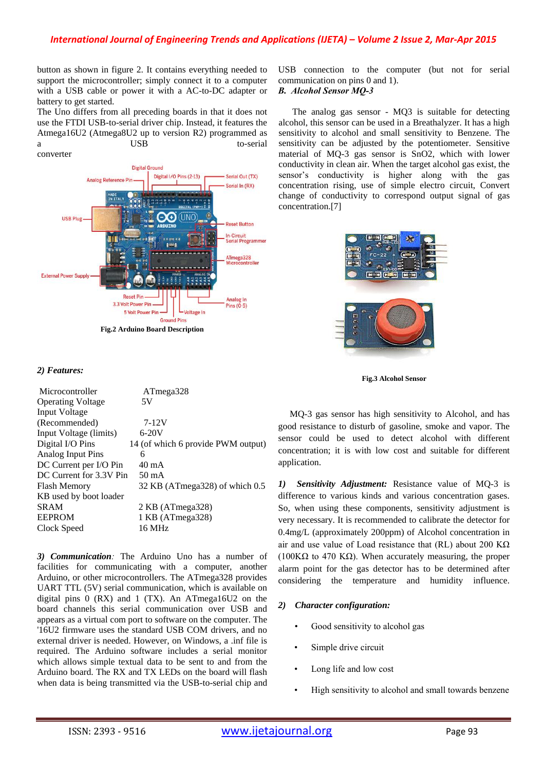button as shown in figure 2. It contains everything needed to support the microcontroller; simply connect it to a computer with a USB cable or power it with a AC-to-DC adapter or battery to get started.

The Uno differs from all preceding boards in that it does not use the FTDI USB-to-serial driver chip. Instead, it features the Atmega16U2 (Atmega8U2 up to version R2) programmed as a USB to-serial converter

**Fig.2 Arduino Board Description**

*2) Features:*

| | |
|---|---|
| Microcontroller | ATmega328 |
| Operating Voltage | 5V |
| Input Voltage (Recommended) | 7-12V |
| Input Voltage (limits) | 6-20V |
| Digital I/O Pins | 14 (of which 6 provide PWM output) |
| Analog Input Pins | 6 |
| DC Current per I/O Pin | 40 mA |
| DC Current for 3.3V Pin | 50 mA |
| Flash Memory | 32 KB (ATmega328) of which 0.5 KB used by boot loader |
| SRAM | 2 KB (ATmega328) |
| EEPROM | 1 KB (ATmega328) |
| Clock Speed | 16 MHz |

***3) Communication**:* The Arduino Uno has a number of facilities for communicating with a computer, another Arduino, or other microcontrollers. The ATmega328 provides UART TTL (5V) serial communication, which is available on digital pins 0 (RX) and 1 (TX). An ATmega16U2 on the board channels this serial communication over USB and appears as a virtual com port to software on the computer. The '16U2 firmware uses the standard USB COM drivers, and no external driver is needed. However, on Windows, a .inf file is required. The Arduino software includes a serial monitor which allows simple textual data to be sent to and from the Arduino board. The RX and TX LEDs on the board will flash when data is being transmitted via the USB-to-serial chip and USB connection to the computer (but not for serial communication on pins 0 and 1).

*B. Alcohol Sensor MQ-3*

The analog gas sensor - MQ3 is suitable for detecting alcohol, this sensor can be used in a Breathalyzer. It has a high sensitivity to alcohol and small sensitivity to Benzene. The sensitivity can be adjusted by the potentiometer. Sensitive material of MQ-3 gas sensor is $SnO_2$, which with lower conductivity in clean air. When the target alcohol gas exist, the sensor's conductivity is higher along with the gas concentration rising, use of simple electro circuit, Convert change of conductivity to correspond output signal of gas concentration.[7]

**Fig.3 Alcohol Sensor**

MQ-3 gas sensor has high sensitivity to Alcohol, and has good resistance to disturb of gasoline, smoke and vapor. The sensor could be used to detect alcohol with different concentration; it is with low cost and suitable for different application.

***1) Sensitivity Adjustment:*** Resistance value of MQ-3 is difference to various kinds and various concentration gases. So, when using these components, sensitivity adjustment is very necessary. It is recommended to calibrate the detector for 0.4mg/L (approximately 200ppm) of Alcohol concentration in air and use value of Load resistance that (RL) about 200 KΩ (100KΩ to 470 KΩ). When accurately measuring, the proper alarm point for the gas detector has to be determined after considering the temperature and humidity influence.

***2) Character configuration:***

- Good sensitivity to alcohol gas
- Simple drive circuit
- Long life and low cost
- High sensitivity to alcohol and small towards benzene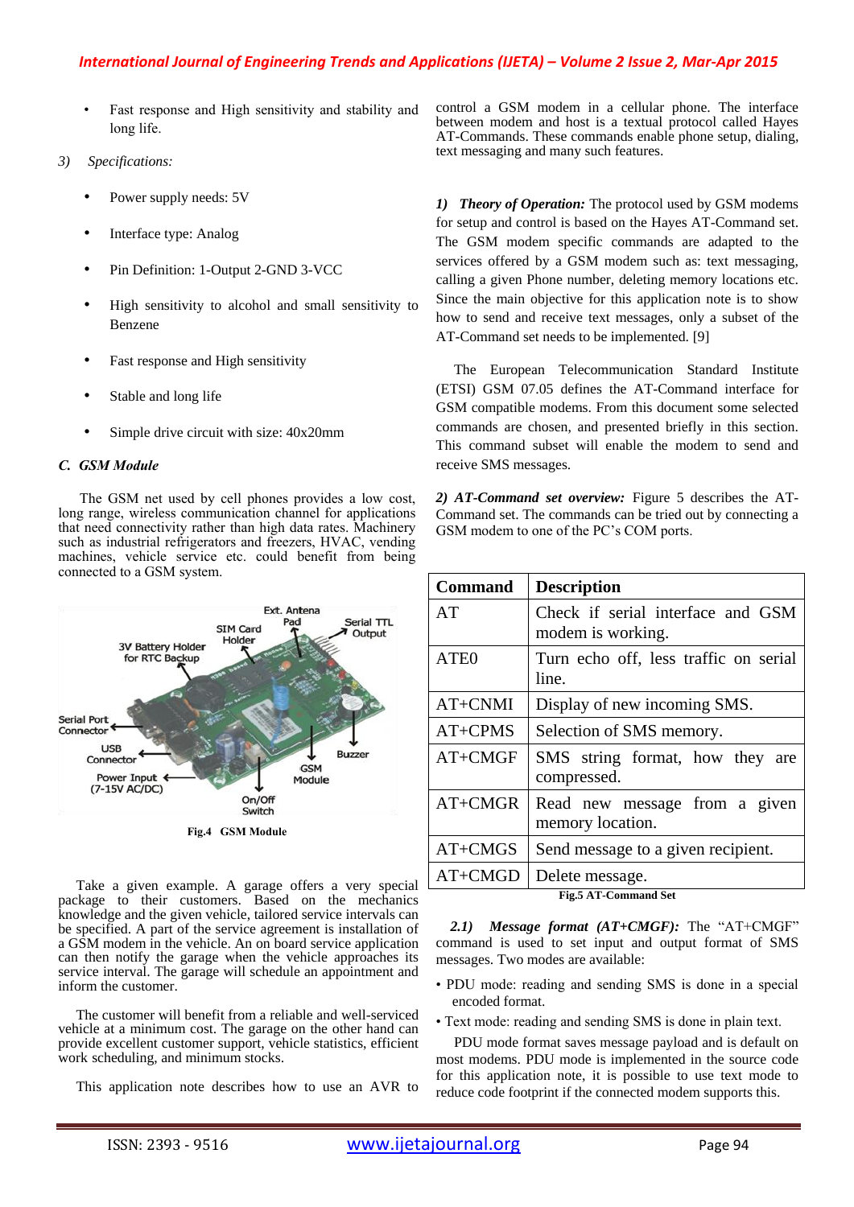- Fast response and High sensitivity and stability and long life.

*3) Specifications:*

- Power supply needs: 5V
- Interface type: Analog
- Pin Definition: 1-Output 2-GND 3-VCC
- High sensitivity to alcohol and small sensitivity to Benzene
- Fast response and High sensitivity
- Stable and long life
- Simple drive circuit with size: 40x20mm

### C. GSM Module

The GSM net used by cell phones provides a low cost, long range, wireless communication channel for applications that need connectivity rather than high data rates. Machinery such as industrial refrigerators and freezers, HVAC, vending machines, vehicle service etc. could benefit from being connected to a GSM system.

**Fig.4 GSM Module**

Take a given example. A garage offers a very special package to their customers. Based on the mechanics knowledge and the given vehicle, tailored service intervals can be specified. A part of the service agreement is installation of a GSM modem in the vehicle. An on board service application can then notify the garage when the vehicle approaches its service interval. The garage will schedule an appointment and inform the customer.

The customer will benefit from a reliable and well-serviced vehicle at a minimum cost. The garage on the other hand can provide excellent customer support, vehicle statistics, efficient work scheduling, and minimum stocks.

This application note describes how to use an AVR to control a GSM modem in a cellular phone. The interface between modem and host is a textual protocol called Hayes AT-Commands. These commands enable phone setup, dialing, text messaging and many such features.

*1) **Theory of Operation:*** The protocol used by GSM modems for setup and control is based on the Hayes AT-Command set. The GSM modem specific commands are adapted to the services offered by a GSM modem such as: text messaging, calling a given Phone number, deleting memory locations etc. Since the main objective for this application note is to show how to send and receive text messages, only a subset of the AT-Command set needs to be implemented. [9]

The European Telecommunication Standard Institute (ETSI) GSM 07.05 defines the AT-Command interface for GSM compatible modems. From this document some selected commands are chosen, and presented briefly in this section. This command subset will enable the modem to send and receive SMS messages.

***2) AT-Command set overview:*** Figure 5 describes the AT-Command set. The commands can be tried out by connecting a GSM modem to one of the PC's COM ports.

| Command | Description |
|---|---|
| AT | Check if serial interface and GSM modem is working. |
| ATE0 | Turn echo off, less traffic on serial line. |
| AT+CNMI | Display of new incoming SMS. |
| AT+CPMS | Selection of SMS memory. |
| AT+CMGF | SMS string format, how they are compressed. |
| AT+CMGR | Read new message from a given memory location. |
| AT+CMGS | Send message to a given recipient. |
| AT+CMGD | Delete message. |

**Fig.5 AT-Command Set**

***2.1) Message format (AT+CMGF):*** The "AT+CMGF" command is used to set input and output format of SMS messages. Two modes are available:

- PDU mode: reading and sending SMS is done in a special encoded format.
- Text mode: reading and sending SMS is done in plain text.

PDU mode format saves message payload and is default on most modems. PDU mode is implemented in the source code for this application note, it is possible to use text mode to reduce code footprint if the connected modem supports this.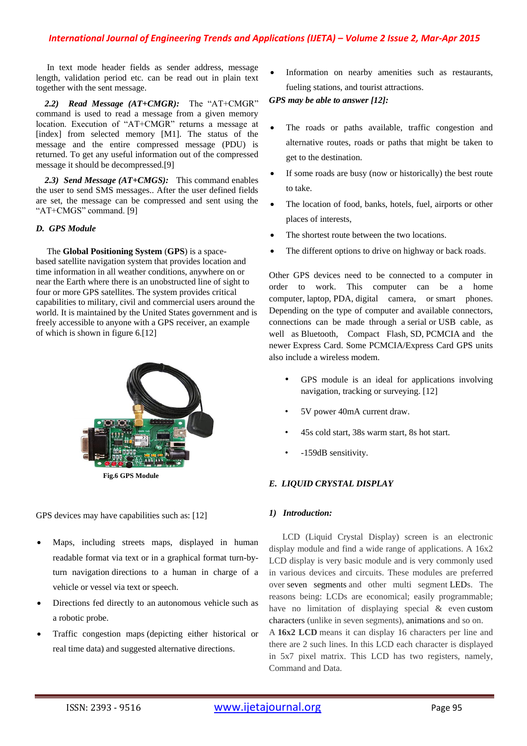In text mode header fields as sender address, message length, validation period etc. can be read out in plain text together with the sent message.

*2.2) Read Message (AT+CMGR):* The "AT+CMGR" command is used to read a message from a given memory location. Execution of "AT+CMGR" returns a message at [index] from selected memory [M1]. The status of the message and the entire compressed message (PDU) is returned. To get any useful information out of the compressed message it should be decompressed.[9]

*2.3) Send Message (AT+CMGS):* This command enables the user to send SMS messages.. After the user defined fields are set, the message can be compressed and sent using the "AT+CMGS" command. [9]

### *D. GPS Module*

The **Global Positioning System** (**GPS**) is a space-based satellite navigation system that provides location and time information in all weather conditions, anywhere on or near the Earth where there is an unobstructed line of sight to four or more GPS satellites. The system provides critical capabilities to military, civil and commercial users around the world. It is maintained by the United States government and is freely accessible to anyone with a GPS receiver, an example of which is shown in figure 6.[12]

**Fig.6 GPS Module**

GPS devices may have capabilities such as: [12]

- Maps, including streets maps, displayed in human readable format via text or in a graphical format turn-by-turn navigation directions to a human in charge of a vehicle or vessel via text or speech.
- Directions fed directly to an autonomous vehicle such as a robotic probe.
- Traffic congestion maps (depicting either historical or real time data) and suggested alternative directions.
- Information on nearby amenities such as restaurants, fueling stations, and tourist attractions.

***GPS may be able to answer [12]:***

- The roads or paths available, traffic congestion and alternative routes, roads or paths that might be taken to get to the destination.
- If some roads are busy (now or historically) the best route to take.
- The location of food, banks, hotels, fuel, airports or other places of interests,
- The shortest route between the two locations.
- The different options to drive on highway or back roads.

Other GPS devices need to be connected to a computer in order to work. This computer can be a home computer, laptop, PDA, digital camera, or smart phones. Depending on the type of computer and available connectors, connections can be made through a serial or USB cable, as well as Bluetooth, Compact Flash, SD, PCMCIA and the newer Express Card. Some PCMCIA/Express Card GPS units also include a wireless modem.

- GPS module is an ideal for applications involving navigation, tracking or surveying. [12]
- 5V power 40mA current draw.
- 45s cold start, 38s warm start, 8s hot start.
- -159dB sensitivity.

### *E. LIQUID CRYSTAL DISPLAY*

#### *1) Introduction:*

LCD (Liquid Crystal Display) screen is an electronic display module and find a wide range of applications. A 16x2 LCD display is very basic module and is very commonly used in various devices and circuits. These modules are preferred over seven segments and other multi segment LEDs. The reasons being: LCDs are economical; easily programmable; have no limitation of displaying special & even custom characters (unlike in seven segments), animations and so on. A **16x2 LCD** means it can display 16 characters per line and there are 2 such lines. In this LCD each character is displayed in 5x7 pixel matrix. This LCD has two registers, namely, Command and Data.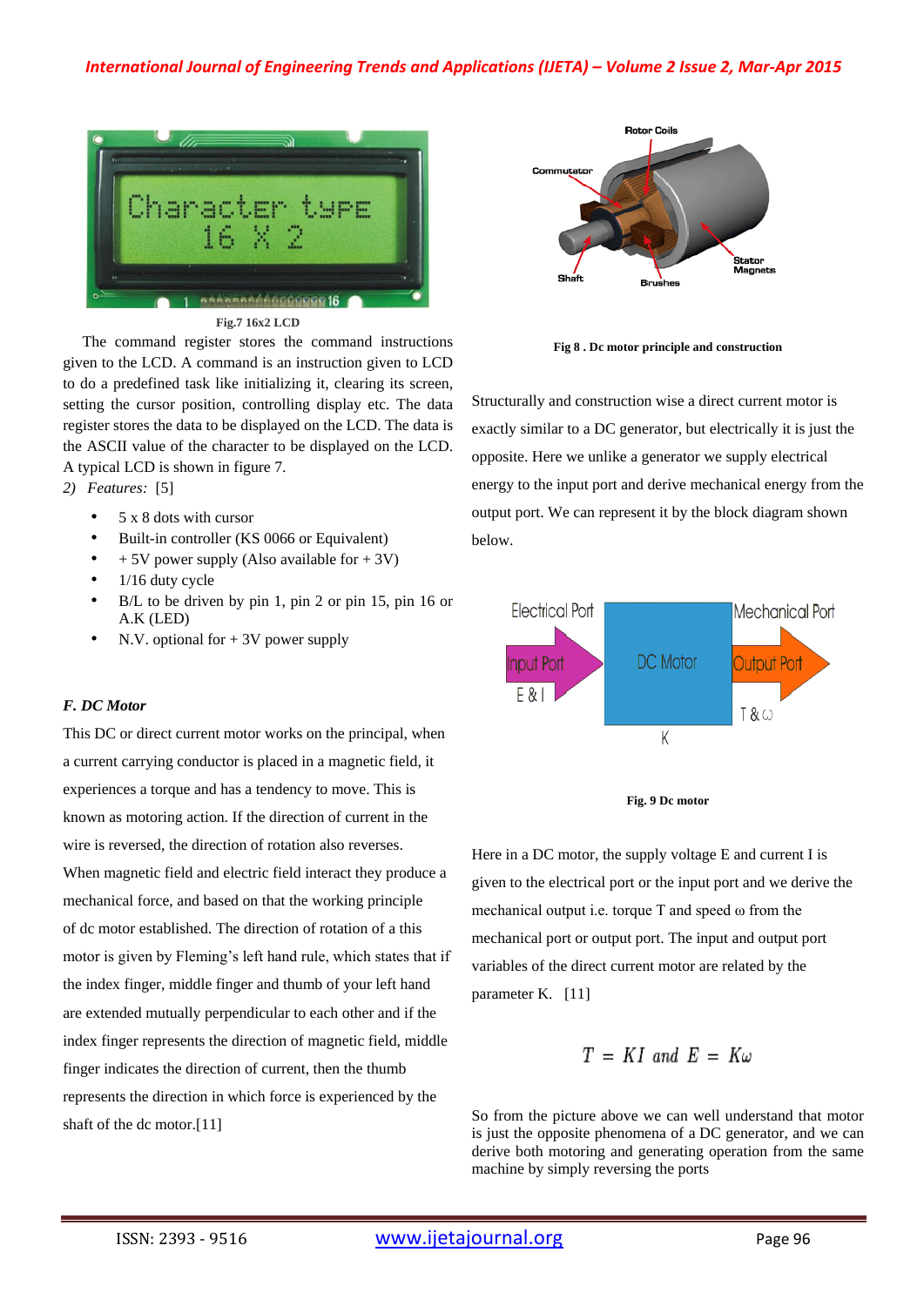Fig.7 16x2 LCD

The command register stores the command instructions given to the LCD. A command is an instruction given to LCD to do a predefined task like initializing it, clearing its screen, setting the cursor position, controlling display etc. The data register stores the data to be displayed on the LCD. The data is the ASCII value of the character to be displayed on the LCD. A typical LCD is shown in figure 7.

*2) Features:* [5]

- 5 x 8 dots with cursor
- Built-in controller (KS 0066 or Equivalent)
- + 5V power supply (Also available for + 3V)
- 1/16 duty cycle
- B/L to be driven by pin 1, pin 2 or pin 15, pin 16 or A.K (LED)
- N.V. optional for + 3V power supply

### *F. DC Motor*

This DC or direct current motor works on the principal, when a current carrying conductor is placed in a magnetic field, it experiences a torque and has a tendency to move. This is known as motoring action. If the direction of current in the wire is reversed, the direction of rotation also reverses. When magnetic field and electric field interact they produce a mechanical force, and based on that the working principle of dc motor established. The direction of rotation of a this motor is given by Fleming's left hand rule, which states that if the index finger, middle finger and thumb of your left hand are extended mutually perpendicular to each other and if the index finger represents the direction of magnetic field, middle finger indicates the direction of current, then the thumb represents the direction in which force is experienced by the shaft of the dc motor.[11]

Fig 8 . Dc motor principle and construction

Structurally and construction wise a direct current motor is exactly similar to a DC generator, but electrically it is just the opposite. Here we unlike a generator we supply electrical energy to the input port and derive mechanical energy from the output port. We can represent it by the block diagram shown below.

Fig. 9 Dc motor

Here in a DC motor, the supply voltage E and current I is given to the electrical port or the input port and we derive the mechanical output i.e. torque T and speed ω from the mechanical port or output port. The input and output port variables of the direct current motor are related by the parameter K. [11]

$$T = KI \text{ and } E = K\omega$$

So from the picture above we can well understand that motor is just the opposite phenomena of a DC generator, and we can derive both motoring and generating operation from the same machine by simply reversing the ports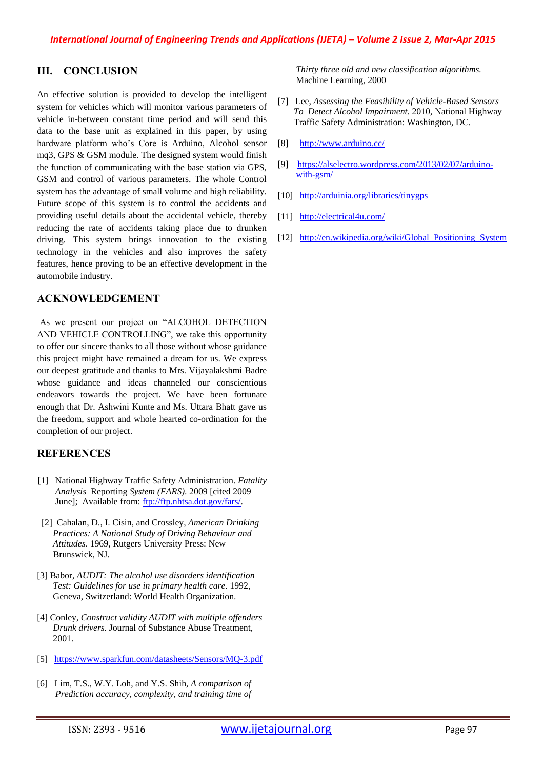## III. CONCLUSION

An effective solution is provided to develop the intelligent system for vehicles which will monitor various parameters of vehicle in-between constant time period and will send this data to the base unit as explained in this paper, by using hardware platform who's Core is Arduino, Alcohol sensor mq3, GPS & GSM module. The designed system would finish the function of communicating with the base station via GPS, GSM and control of various parameters. The whole Control system has the advantage of small volume and high reliability. Future scope of this system is to control the accidents and providing useful details about the accidental vehicle, thereby reducing the rate of accidents taking place due to drunken driving. This system brings innovation to the existing technology in the vehicles and also improves the safety features, hence proving to be an effective development in the automobile industry.

## ACKNOWLEDGEMENT

As we present our project on "ALCOHOL DETECTION AND VEHICLE CONTROLLING", we take this opportunity to offer our sincere thanks to all those without whose guidance this project might have remained a dream for us. We express our deepest gratitude and thanks to Mrs. Vijayalakshmi Badre whose guidance and ideas channeled our conscientious endeavors towards the project. We have been fortunate enough that Dr. Ashwini Kunte and Ms. Uttara Bhatt gave us the freedom, support and whole hearted co-ordination for the completion of our project.

## REFERENCES

[1] National Highway Traffic Safety Administration. *Fatality Analysis* Reporting *System (FARS)*. 2009 [cited 2009 June]; Available from: ftp://ftp.nhtsa.dot.gov/fars/.

[2] Cahalan, D., I. Cisin, and Crossley, *American Drinking Practices: A National Study of Driving Behaviour and Attitudes*. 1969, Rutgers University Press: New Brunswick, NJ.

[3] Babor, *AUDIT: The alcohol use disorders identification Test: Guidelines for use in primary health care*. 1992, Geneva, Switzerland: World Health Organization.

[4] Conley, *Construct validity AUDIT with multiple offenders Drunk drivers.* Journal of Substance Abuse Treatment, 2001.

[5] https://www.sparkfun.com/datasheets/Sensors/MQ-3.pdf

[6] Lim, T.S., W.Y. Loh, and Y.S. Shih, *A comparison of Prediction accuracy, complexity, and training time of Thirty three old and new classification algorithms.* Machine Learning, 2000

[7] Lee, *Assessing the Feasibility of Vehicle-Based Sensors To Detect Alcohol Impairment*. 2010, National Highway Traffic Safety Administration: Washington, DC.

[8] http://www.arduino.cc/

[9] https://alselectro.wordpress.com/2013/02/07/arduino-with-gsm/

[10] http://arduinia.org/libraries/tinygps

[11] http://electrical4u.com/

[12] http://en.wikipedia.org/wiki/Global_Positioning_System